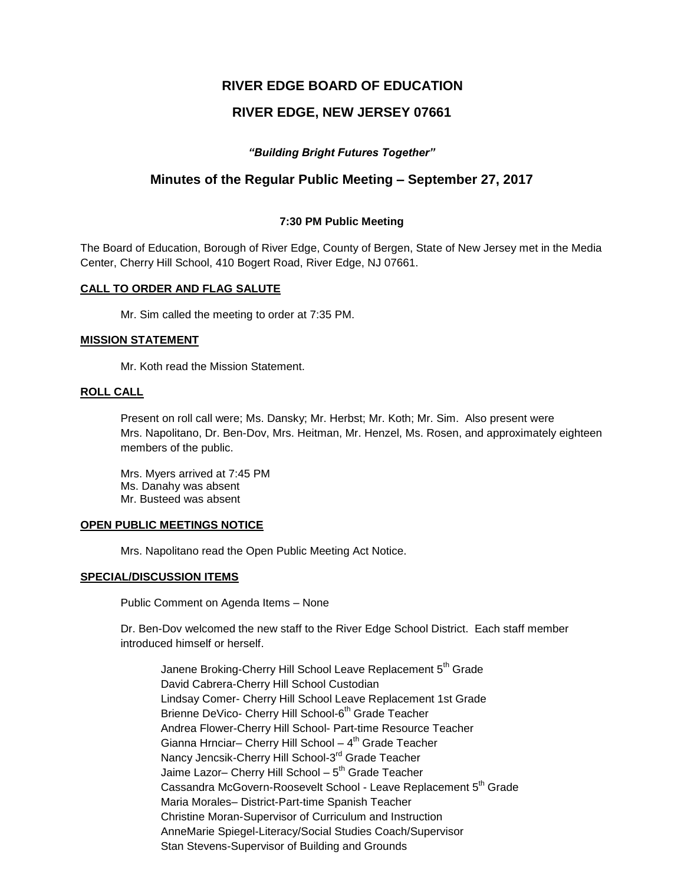# RIVER EDGE BOARD OF EDUCATION

## RIVER EDGE, NEW JERSEY 07661

***"Building Bright Futures Together"***

## Minutes of the Regular Public Meeting – September 27, 2017

**7:30 PM Public Meeting**

The Board of Education, Borough of River Edge, County of Bergen, State of New Jersey met in the Media Center, Cherry Hill School, 410 Bogert Road, River Edge, NJ 07661.

### CALL TO ORDER AND FLAG SALUTE

Mr. Sim called the meeting to order at 7:35 PM.

### MISSION STATEMENT

Mr. Koth read the Mission Statement.

### ROLL CALL

Present on roll call were; Ms. Dansky; Mr. Herbst; Mr. Koth; Mr. Sim. Also present were Mrs. Napolitano, Dr. Ben-Dov, Mrs. Heitman, Mr. Henzel, Ms. Rosen, and approximately eighteen members of the public.

Mrs. Myers arrived at 7:45 PM
Ms. Danahy was absent
Mr. Busteed was absent

### OPEN PUBLIC MEETINGS NOTICE

Mrs. Napolitano read the Open Public Meeting Act Notice.

### SPECIAL/DISCUSSION ITEMS

Public Comment on Agenda Items – None

Dr. Ben-Dov welcomed the new staff to the River Edge School District. Each staff member introduced himself or herself.

Janene Broking-Cherry Hill School Leave Replacement 5th Grade
David Cabrera-Cherry Hill School Custodian
Lindsay Comer- Cherry Hill School Leave Replacement 1st Grade
Brienne DeVico- Cherry Hill School-6th Grade Teacher
Andrea Flower-Cherry Hill School- Part-time Resource Teacher
Gianna Hrnciar– Cherry Hill School – 4th Grade Teacher
Nancy Jencsik-Cherry Hill School-3rd Grade Teacher
Jaime Lazor– Cherry Hill School – 5th Grade Teacher
Cassandra McGovern-Roosevelt School - Leave Replacement 5th Grade
Maria Morales– District-Part-time Spanish Teacher
Christine Moran-Supervisor of Curriculum and Instruction
AnneMarie Spiegel-Literacy/Social Studies Coach/Supervisor
Stan Stevens-Supervisor of Building and Grounds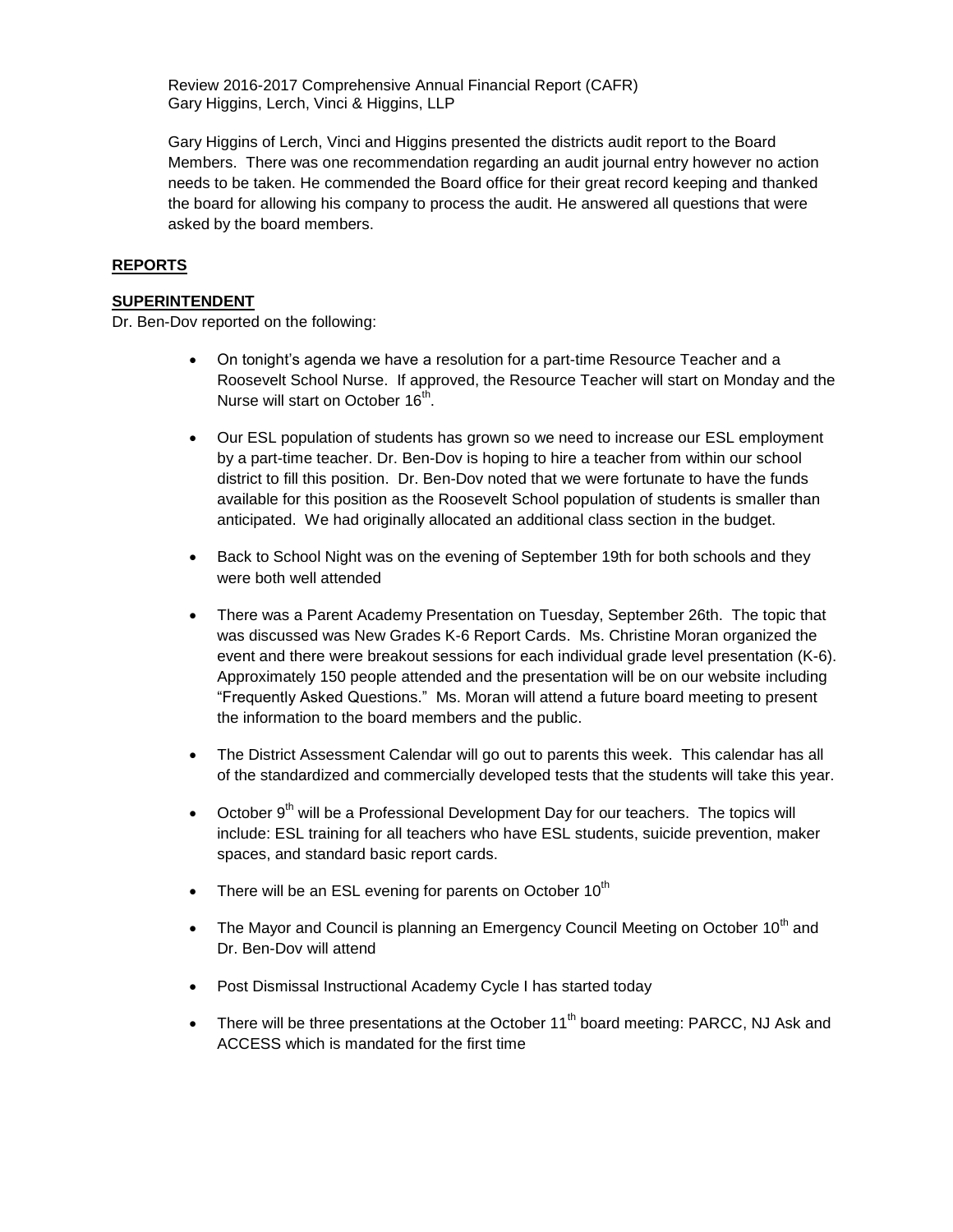Review 2016-2017 Comprehensive Annual Financial Report (CAFR)
Gary Higgins, Lerch, Vinci & Higgins, LLP

Gary Higgins of Lerch, Vinci and Higgins presented the districts audit report to the Board Members. There was one recommendation regarding an audit journal entry however no action needs to be taken. He commended the Board office for their great record keeping and thanked the board for allowing his company to process the audit. He answered all questions that were asked by the board members.

**REPORTS**

**SUPERINTENDENT**

Dr. Ben-Dov reported on the following:

- On tonight's agenda we have a resolution for a part-time Resource Teacher and a Roosevelt School Nurse. If approved, the Resource Teacher will start on Monday and the Nurse will start on October 16th.
- Our ESL population of students has grown so we need to increase our ESL employment by a part-time teacher. Dr. Ben-Dov is hoping to hire a teacher from within our school district to fill this position. Dr. Ben-Dov noted that we were fortunate to have the funds available for this position as the Roosevelt School population of students is smaller than anticipated. We had originally allocated an additional class section in the budget.
- Back to School Night was on the evening of September 19th for both schools and they were both well attended
- There was a Parent Academy Presentation on Tuesday, September 26th. The topic that was discussed was New Grades K-6 Report Cards. Ms. Christine Moran organized the event and there were breakout sessions for each individual grade level presentation (K-6). Approximately 150 people attended and the presentation will be on our website including "Frequently Asked Questions." Ms. Moran will attend a future board meeting to present the information to the board members and the public.
- The District Assessment Calendar will go out to parents this week. This calendar has all of the standardized and commercially developed tests that the students will take this year.
- October 9th will be a Professional Development Day for our teachers. The topics will include: ESL training for all teachers who have ESL students, suicide prevention, maker spaces, and standard basic report cards.
- There will be an ESL evening for parents on October 10th
- The Mayor and Council is planning an Emergency Council Meeting on October 10th and Dr. Ben-Dov will attend
- Post Dismissal Instructional Academy Cycle I has started today
- There will be three presentations at the October 11th board meeting: PARCC, NJ Ask and ACCESS which is mandated for the first time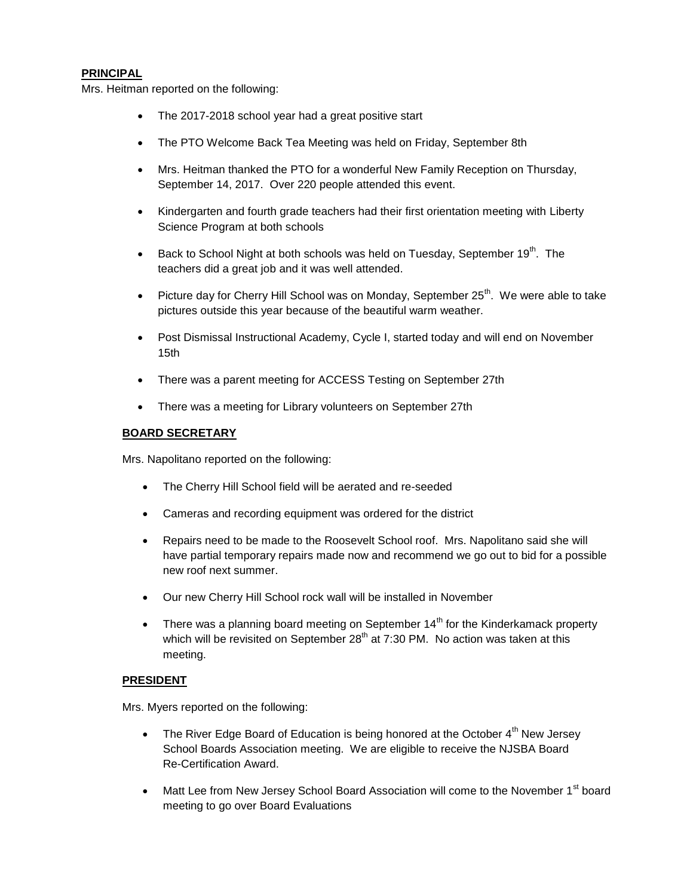**PRINCIPAL**

Mrs. Heitman reported on the following:

- The 2017-2018 school year had a great positive start
- The PTO Welcome Back Tea Meeting was held on Friday, September 8th
- Mrs. Heitman thanked the PTO for a wonderful New Family Reception on Thursday, September 14, 2017. Over 220 people attended this event.
- Kindergarten and fourth grade teachers had their first orientation meeting with Liberty Science Program at both schools
- Back to School Night at both schools was held on Tuesday, September 19th. The teachers did a great job and it was well attended.
- Picture day for Cherry Hill School was on Monday, September 25th. We were able to take pictures outside this year because of the beautiful warm weather.
- Post Dismissal Instructional Academy, Cycle I, started today and will end on November 15th
- There was a parent meeting for ACCESS Testing on September 27th
- There was a meeting for Library volunteers on September 27th

**BOARD SECRETARY**

Mrs. Napolitano reported on the following:

- The Cherry Hill School field will be aerated and re-seeded
- Cameras and recording equipment was ordered for the district
- Repairs need to be made to the Roosevelt School roof. Mrs. Napolitano said she will have partial temporary repairs made now and recommend we go out to bid for a possible new roof next summer.
- Our new Cherry Hill School rock wall will be installed in November
- There was a planning board meeting on September 14th for the Kinderkamack property which will be revisited on September 28th at 7:30 PM. No action was taken at this meeting.

**PRESIDENT**

Mrs. Myers reported on the following:

- The River Edge Board of Education is being honored at the October 4th New Jersey School Boards Association meeting. We are eligible to receive the NJSBA Board Re-Certification Award.
- Matt Lee from New Jersey School Board Association will come to the November 1st board meeting to go over Board Evaluations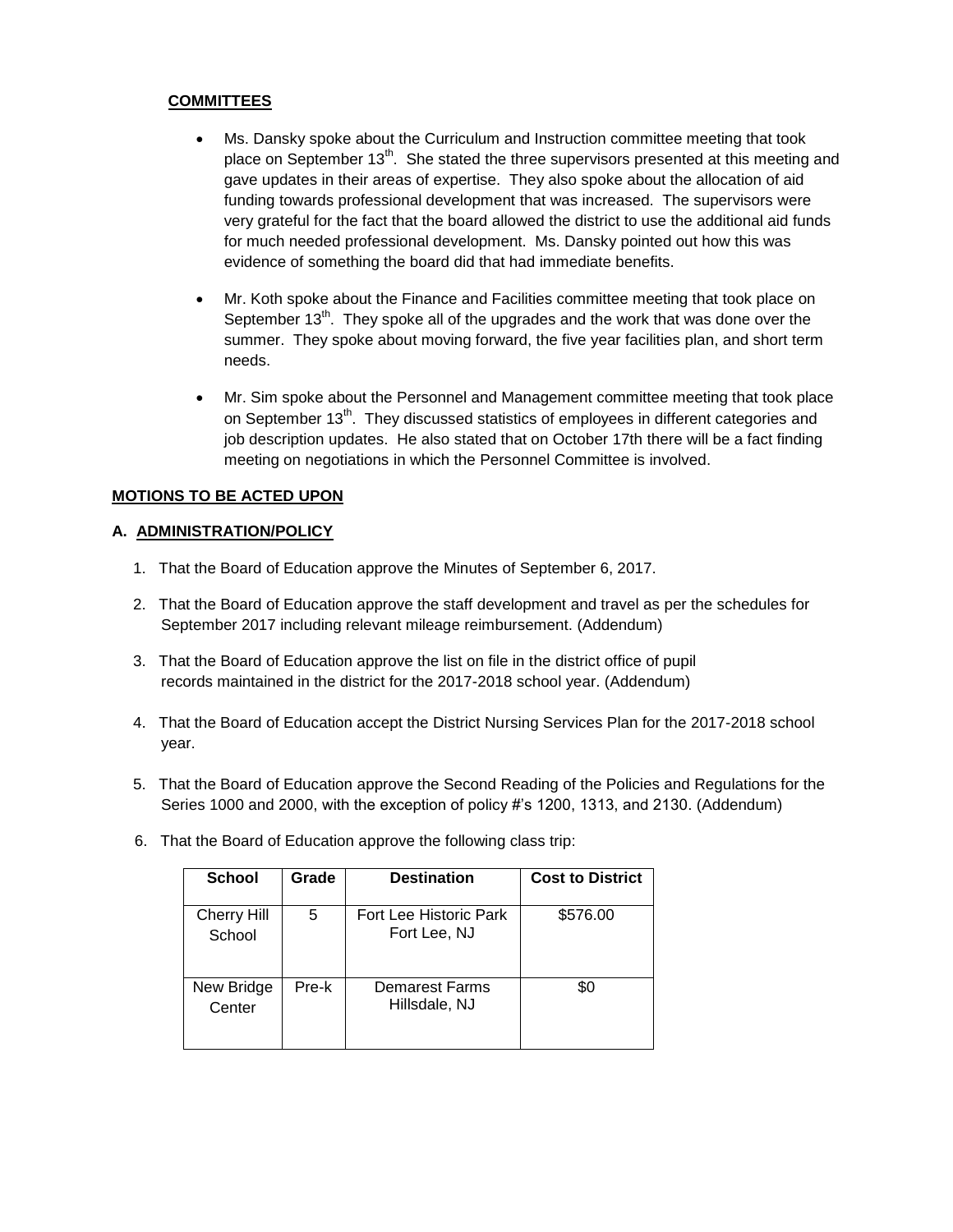**COMMITTEES**

- Ms. Dansky spoke about the Curriculum and Instruction committee meeting that took place on September 13th. She stated the three supervisors presented at this meeting and gave updates in their areas of expertise. They also spoke about the allocation of aid funding towards professional development that was increased. The supervisors were very grateful for the fact that the board allowed the district to use the additional aid funds for much needed professional development. Ms. Dansky pointed out how this was evidence of something the board did that had immediate benefits.

- Mr. Koth spoke about the Finance and Facilities committee meeting that took place on September 13th. They spoke all of the upgrades and the work that was done over the summer. They spoke about moving forward, the five year facilities plan, and short term needs.

- Mr. Sim spoke about the Personnel and Management committee meeting that took place on September 13th. They discussed statistics of employees in different categories and job description updates. He also stated that on October 17th there will be a fact finding meeting on negotiations in which the Personnel Committee is involved.

**MOTIONS TO BE ACTED UPON**

**A. ADMINISTRATION/POLICY**

1. That the Board of Education approve the Minutes of September 6, 2017.
2. That the Board of Education approve the staff development and travel as per the schedules for September 2017 including relevant mileage reimbursement. (Addendum)
3. That the Board of Education approve the list on file in the district office of pupil records maintained in the district for the 2017-2018 school year. (Addendum)
4. That the Board of Education accept the District Nursing Services Plan for the 2017-2018 school year.
5. That the Board of Education approve the Second Reading of the Policies and Regulations for the Series 1000 and 2000, with the exception of policy #'s 1200, 1313, and 2130. (Addendum)
6. That the Board of Education approve the following class trip:

| School | Grade | Destination | Cost to District |
|---|---|---|---|
| Cherry Hill School | 5 | Fort Lee Historic Park Fort Lee, NJ | $576.00 |
| New Bridge Center | Pre-k | Demarest Farms Hillsdale, NJ | $0 |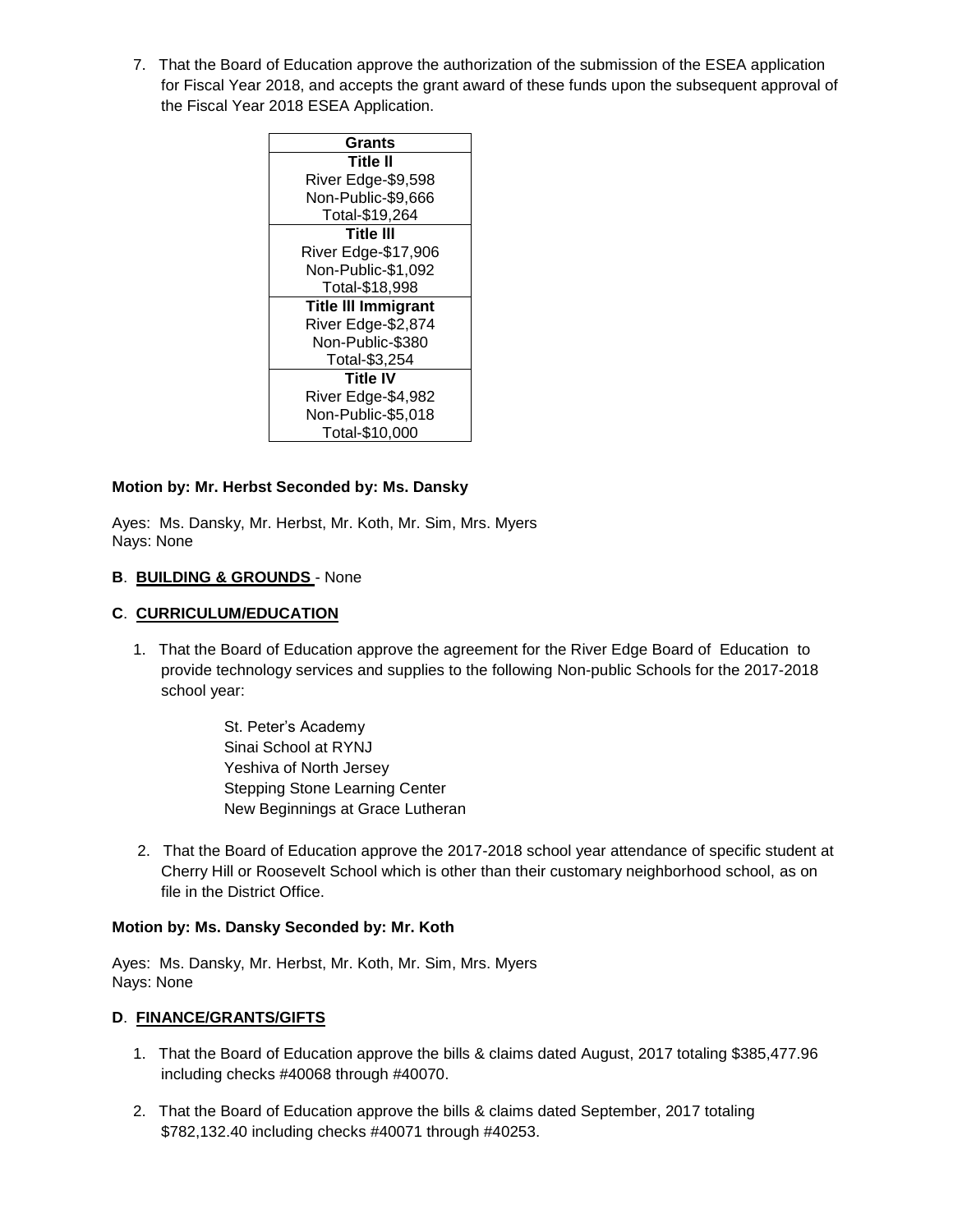7. That the Board of Education approve the authorization of the submission of the ESEA application for Fiscal Year 2018, and accepts the grant award of these funds upon the subsequent approval of the Fiscal Year 2018 ESEA Application.

| Grants |
|---|
| **Title II** |
| River Edge-$9,598 |
| Non-Public-$9,666 |
| Total-$19,264 |
| **Title III** |
| River Edge-$17,906 |
| Non-Public-$1,092 |
| Total-$18,998 |
| **Title III Immigrant** |
| River Edge-$2,874 |
| Non-Public-$380 |
| Total-$3,254 |
| **Title IV** |
| River Edge-$4,982 |
| Non-Public-$5,018 |
| Total-$10,000 |

**Motion by: Mr. Herbst Seconded by: Ms. Dansky**

Ayes: Ms. Dansky, Mr. Herbst, Mr. Koth, Mr. Sim, Mrs. Myers
Nays: None

**B**. **BUILDING & GROUNDS** - None

**C**. **CURRICULUM/EDUCATION**

1. That the Board of Education approve the agreement for the River Edge Board of Education to provide technology services and supplies to the following Non-public Schools for the 2017-2018 school year:

   St. Peter's Academy
   Sinai School at RYNJ
   Yeshiva of North Jersey
   Stepping Stone Learning Center
   New Beginnings at Grace Lutheran

2. That the Board of Education approve the 2017-2018 school year attendance of specific student at Cherry Hill or Roosevelt School which is other than their customary neighborhood school, as on file in the District Office.

**Motion by: Ms. Dansky Seconded by: Mr. Koth**

Ayes: Ms. Dansky, Mr. Herbst, Mr. Koth, Mr. Sim, Mrs. Myers
Nays: None

**D**. **FINANCE/GRANTS/GIFTS**

1. That the Board of Education approve the bills & claims dated August, 2017 totaling $385,477.96 including checks #40068 through #40070.

2. That the Board of Education approve the bills & claims dated September, 2017 totaling $782,132.40 including checks #40071 through #40253.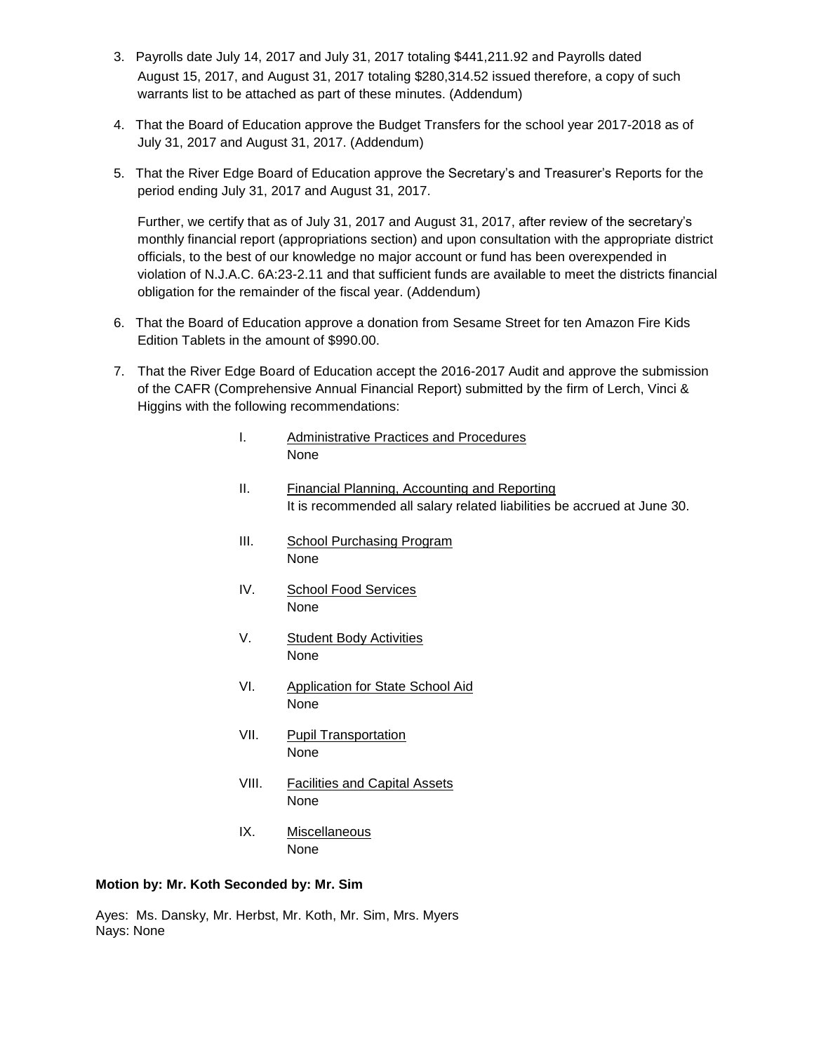3. Payrolls date July 14, 2017 and July 31, 2017 totaling $441,211.92 and Payrolls dated August 15, 2017, and August 31, 2017 totaling $280,314.52 issued therefore, a copy of such warrants list to be attached as part of these minutes. (Addendum)

4. That the Board of Education approve the Budget Transfers for the school year 2017-2018 as of July 31, 2017 and August 31, 2017. (Addendum)

5. That the River Edge Board of Education approve the Secretary's and Treasurer's Reports for the period ending July 31, 2017 and August 31, 2017.

   Further, we certify that as of July 31, 2017 and August 31, 2017, after review of the secretary's monthly financial report (appropriations section) and upon consultation with the appropriate district officials, to the best of our knowledge no major account or fund has been overexpended in violation of N.J.A.C. 6A:23-2.11 and that sufficient funds are available to meet the districts financial obligation for the remainder of the fiscal year. (Addendum)

6. That the Board of Education approve a donation from Sesame Street for ten Amazon Fire Kids Edition Tablets in the amount of $990.00.

7. That the River Edge Board of Education accept the 2016-2017 Audit and approve the submission of the CAFR (Comprehensive Annual Financial Report) submitted by the firm of Lerch, Vinci & Higgins with the following recommendations:

   I. Administrative Practices and Procedures
      None

   II. Financial Planning, Accounting and Reporting
       It is recommended all salary related liabilities be accrued at June 30.

   III. School Purchasing Program
        None

   IV. School Food Services
       None

   V. Student Body Activities
      None

   VI. Application for State School Aid
       None

   VII. Pupil Transportation
        None

   VIII. Facilities and Capital Assets
         None

   IX. Miscellaneous
       None

**Motion by: Mr. Koth Seconded by: Mr. Sim**

Ayes: Ms. Dansky, Mr. Herbst, Mr. Koth, Mr. Sim, Mrs. Myers
Nays: None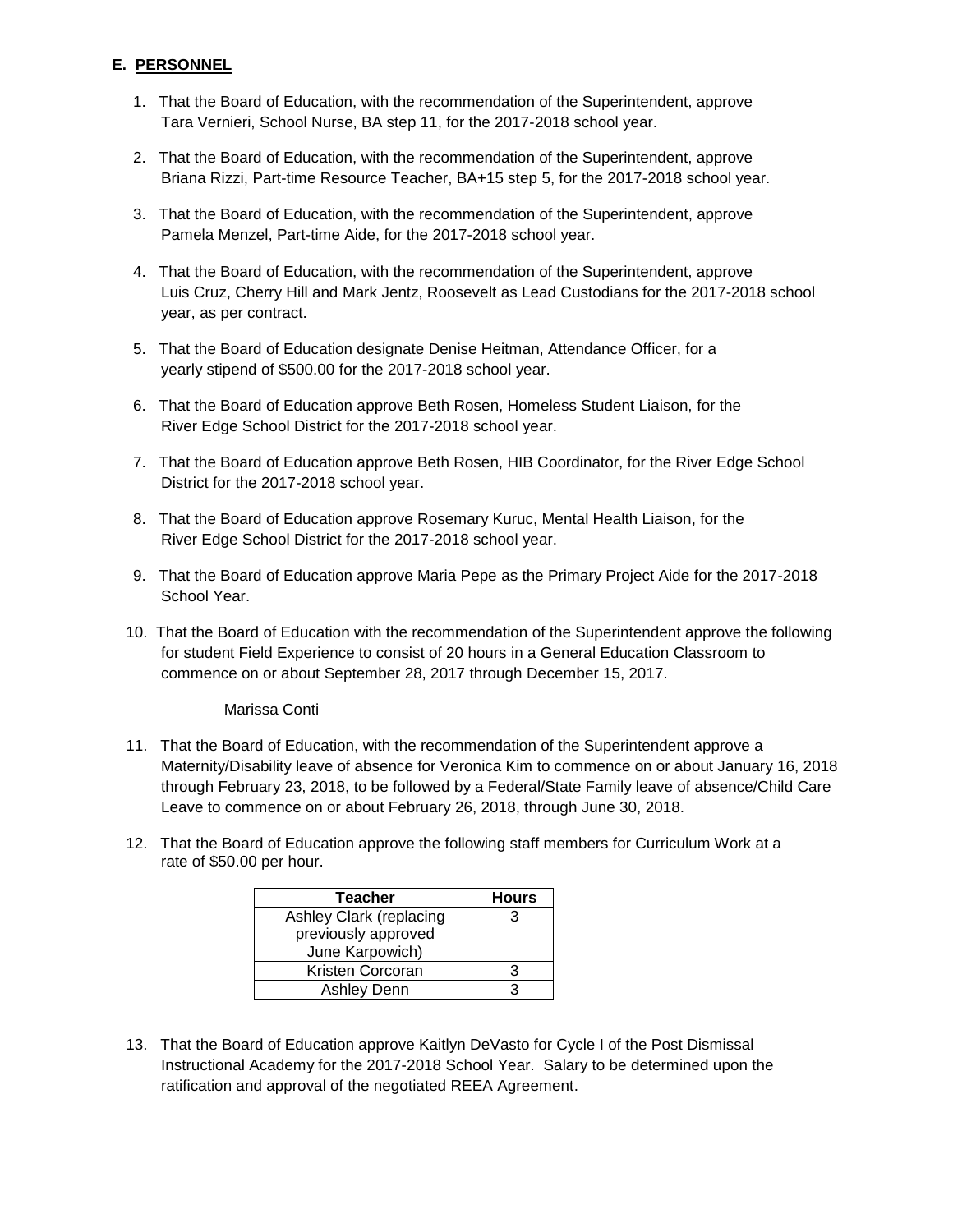## E. PERSONNEL

1. That the Board of Education, with the recommendation of the Superintendent, approve Tara Vernieri, School Nurse, BA step 11, for the 2017-2018 school year.

2. That the Board of Education, with the recommendation of the Superintendent, approve Briana Rizzi, Part-time Resource Teacher, BA+15 step 5, for the 2017-2018 school year.

3. That the Board of Education, with the recommendation of the Superintendent, approve Pamela Menzel, Part-time Aide, for the 2017-2018 school year.

4. That the Board of Education, with the recommendation of the Superintendent, approve Luis Cruz, Cherry Hill and Mark Jentz, Roosevelt as Lead Custodians for the 2017-2018 school year, as per contract.

5. That the Board of Education designate Denise Heitman, Attendance Officer, for a yearly stipend of $500.00 for the 2017-2018 school year.

6. That the Board of Education approve Beth Rosen, Homeless Student Liaison, for the River Edge School District for the 2017-2018 school year.

7. That the Board of Education approve Beth Rosen, HIB Coordinator, for the River Edge School District for the 2017-2018 school year.

8. That the Board of Education approve Rosemary Kuruc, Mental Health Liaison, for the River Edge School District for the 2017-2018 school year.

9. That the Board of Education approve Maria Pepe as the Primary Project Aide for the 2017-2018 School Year.

10. That the Board of Education with the recommendation of the Superintendent approve the following for student Field Experience to consist of 20 hours in a General Education Classroom to commence on or about September 28, 2017 through December 15, 2017.

    Marissa Conti

11. That the Board of Education, with the recommendation of the Superintendent approve a Maternity/Disability leave of absence for Veronica Kim to commence on or about January 16, 2018 through February 23, 2018, to be followed by a Federal/State Family leave of absence/Child Care Leave to commence on or about February 26, 2018, through June 30, 2018.

12. That the Board of Education approve the following staff members for Curriculum Work at a rate of $50.00 per hour.

| Teacher | Hours |
|---|---|
| Ashley Clark (replacing previously approved June Karpowich) | 3 |
| Kristen Corcoran | 3 |
| Ashley Denn | 3 |

13. That the Board of Education approve Kaitlyn DeVasto for Cycle I of the Post Dismissal Instructional Academy for the 2017-2018 School Year. Salary to be determined upon the ratification and approval of the negotiated REEA Agreement.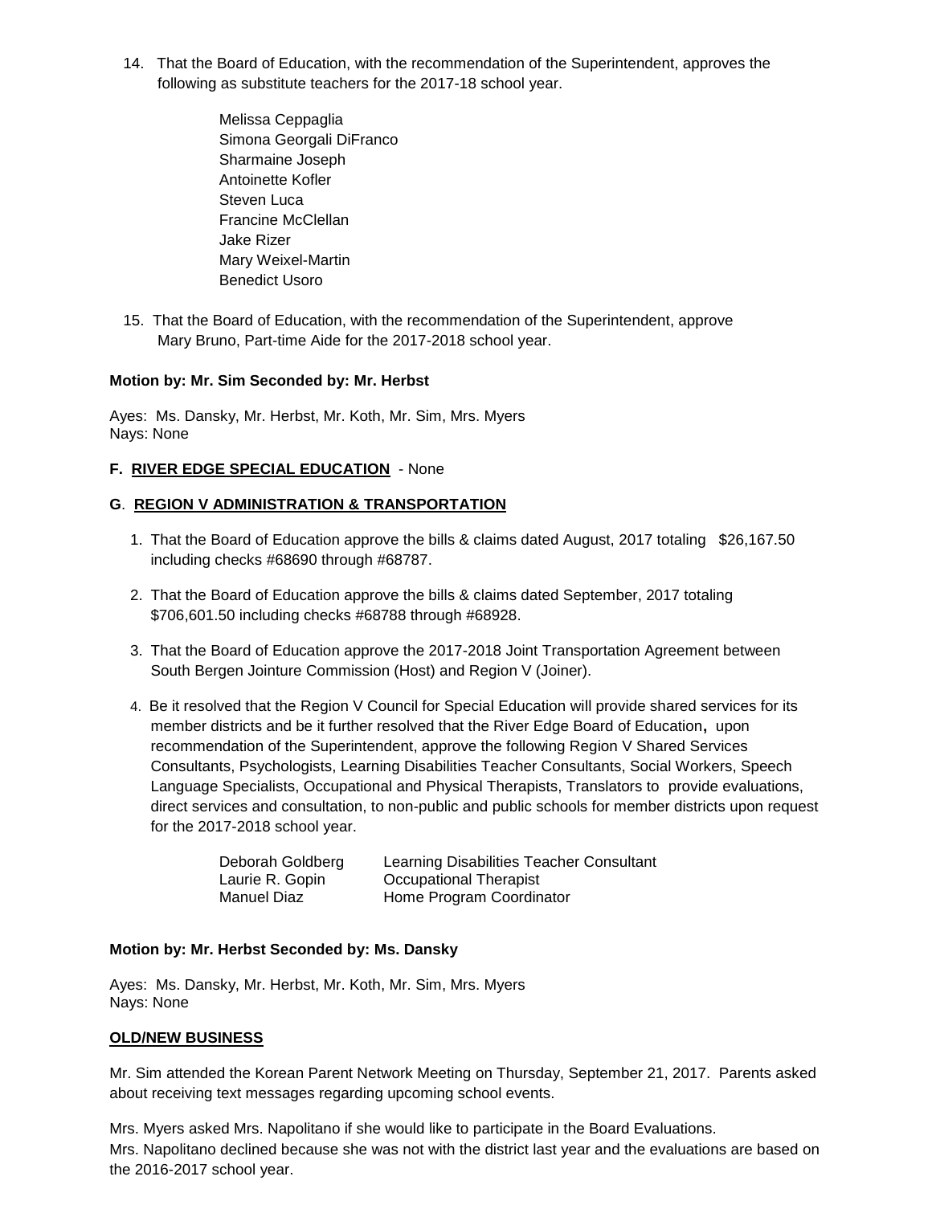14. That the Board of Education, with the recommendation of the Superintendent, approves the following as substitute teachers for the 2017-18 school year.

    Melissa Ceppaglia
    Simona Georgali DiFranco
    Sharmaine Joseph
    Antoinette Kofler
    Steven Luca
    Francine McClellan
    Jake Rizer
    Mary Weixel-Martin
    Benedict Usoro

15. That the Board of Education, with the recommendation of the Superintendent, approve Mary Bruno, Part-time Aide for the 2017-2018 school year.

**Motion by: Mr. Sim Seconded by: Mr. Herbst**

Ayes: Ms. Dansky, Mr. Herbst, Mr. Koth, Mr. Sim, Mrs. Myers
Nays: None

**F. RIVER EDGE SPECIAL EDUCATION** - None

**G. REGION V ADMINISTRATION & TRANSPORTATION**

1. That the Board of Education approve the bills & claims dated August, 2017 totaling $26,167.50 including checks #68690 through #68787.

2. That the Board of Education approve the bills & claims dated September, 2017 totaling $706,601.50 including checks #68788 through #68928.

3. That the Board of Education approve the 2017-2018 Joint Transportation Agreement between South Bergen Jointure Commission (Host) and Region V (Joiner).

4. Be it resolved that the Region V Council for Special Education will provide shared services for its member districts and be it further resolved that the River Edge Board of Education, upon recommendation of the Superintendent, approve the following Region V Shared Services Consultants, Psychologists, Learning Disabilities Teacher Consultants, Social Workers, Speech Language Specialists, Occupational and Physical Therapists, Translators to provide evaluations, direct services and consultation, to non-public and public schools for member districts upon request for the 2017-2018 school year.

| | |
|---|---|
| Deborah Goldberg | Learning Disabilities Teacher Consultant |
| Laurie R. Gopin | Occupational Therapist |
| Manuel Diaz | Home Program Coordinator |

**Motion by: Mr. Herbst Seconded by: Ms. Dansky**

Ayes: Ms. Dansky, Mr. Herbst, Mr. Koth, Mr. Sim, Mrs. Myers
Nays: None

**OLD/NEW BUSINESS**

Mr. Sim attended the Korean Parent Network Meeting on Thursday, September 21, 2017. Parents asked about receiving text messages regarding upcoming school events.

Mrs. Myers asked Mrs. Napolitano if she would like to participate in the Board Evaluations.
Mrs. Napolitano declined because she was not with the district last year and the evaluations are based on the 2016-2017 school year.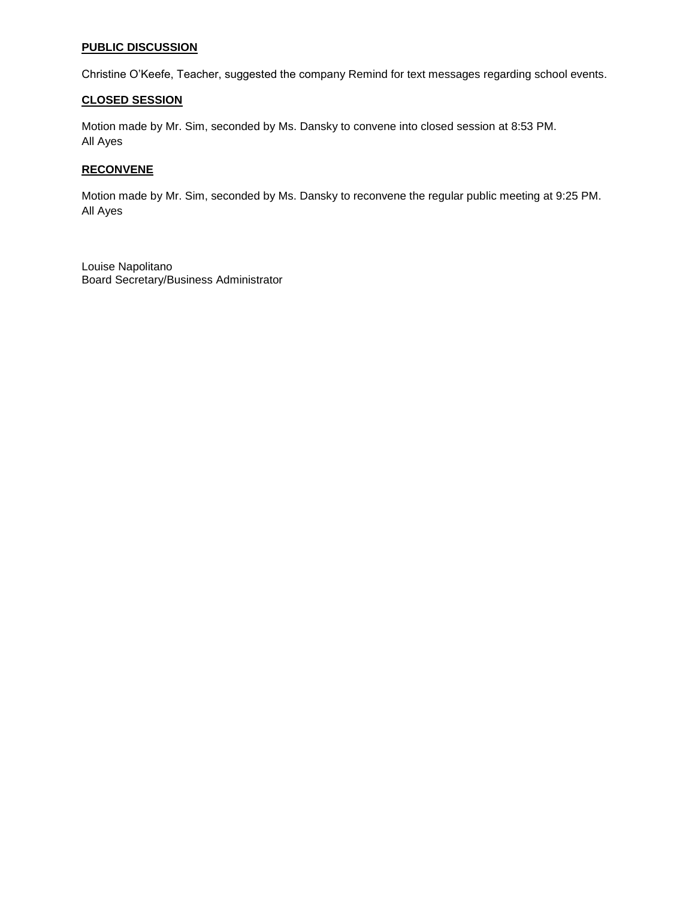**PUBLIC DISCUSSION**

Christine O'Keefe, Teacher, suggested the company Remind for text messages regarding school events.

**CLOSED SESSION**

Motion made by Mr. Sim, seconded by Ms. Dansky to convene into closed session at 8:53 PM.
All Ayes

**RECONVENE**

Motion made by Mr. Sim, seconded by Ms. Dansky to reconvene the regular public meeting at 9:25 PM.
All Ayes

Louise Napolitano
Board Secretary/Business Administrator